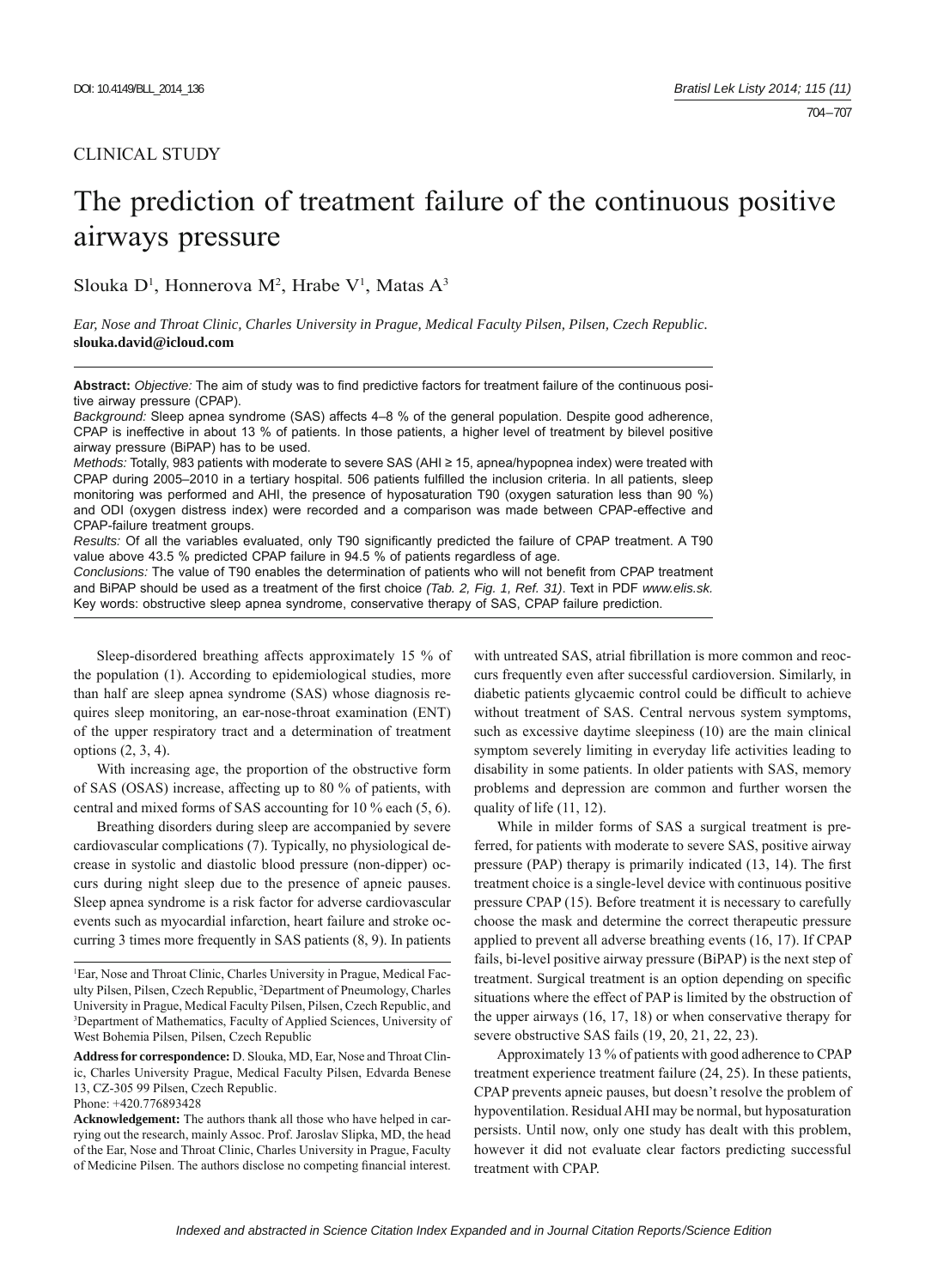CLINICAL STUDY

# The prediction of treatment failure of the continuous positive airways pressure

Slouka D[1], Honnerova M[2], Hrabe V[1], Matas A[3]

*Ear, Nose and Throat Clinic, Charles University in Prague, Medical Faculty Pilsen, Pilsen, Czech Republic.*
**slouka.david@icloud.com**

**Abstract:** *Objective:* The aim of study was to find predictive factors for treatment failure of the continuous positive airway pressure (CPAP).

*Background:* Sleep apnea syndrome (SAS) affects 4–8 % of the general population. Despite good adherence, CPAP is ineffective in about 13 % of patients. In those patients, a higher level of treatment by bilevel positive airway pressure (BiPAP) has to be used.

*Methods:* Totally, 983 patients with moderate to severe SAS (AHI ≥ 15, apnea/hypopnea index) were treated with CPAP during 2005–2010 in a tertiary hospital. 506 patients fulfilled the inclusion criteria. In all patients, sleep monitoring was performed and AHI, the presence of hyposaturation T90 (oxygen saturation less than 90 %) and ODI (oxygen distress index) were recorded and a comparison was made between CPAP-effective and CPAP-failure treatment groups.

*Results:* Of all the variables evaluated, only T90 significantly predicted the failure of CPAP treatment. A T90 value above 43.5 % predicted CPAP failure in 94.5 % of patients regardless of age.

*Conclusions:* The value of T90 enables the determination of patients who will not benefit from CPAP treatment and BiPAP should be used as a treatment of the first choice *(Tab. 2, Fig. 1, Ref. 31)*. Text in PDF *www.elis.sk.*

Key words: obstructive sleep apnea syndrome, conservative therapy of SAS, CPAP failure prediction.

Sleep-disordered breathing affects approximately 15 % of the population (1). According to epidemiological studies, more than half are sleep apnea syndrome (SAS) whose diagnosis requires sleep monitoring, an ear-nose-throat examination (ENT) of the upper respiratory tract and a determination of treatment options (2, 3, 4).

With increasing age, the proportion of the obstructive form of SAS (OSAS) increase, affecting up to 80 % of patients, with central and mixed forms of SAS accounting for 10 % each (5, 6).

Breathing disorders during sleep are accompanied by severe cardiovascular complications (7). Typically, no physiological decrease in systolic and diastolic blood pressure (non-dipper) occurs during night sleep due to the presence of apneic pauses. Sleep apnea syndrome is a risk factor for adverse cardiovascular events such as myocardial infarction, heart failure and stroke occurring 3 times more frequently in SAS patients (8, 9). In patients with untreated SAS, atrial fibrillation is more common and reoccurs frequently even after successful cardioversion. Similarly, in diabetic patients glycaemic control could be difficult to achieve without treatment of SAS. Central nervous system symptoms, such as excessive daytime sleepiness (10) are the main clinical symptom severely limiting in everyday life activities leading to disability in some patients. In older patients with SAS, memory problems and depression are common and further worsen the quality of life (11, 12).

While in milder forms of SAS a surgical treatment is preferred, for patients with moderate to severe SAS, positive airway pressure (PAP) therapy is primarily indicated (13, 14). The first treatment choice is a single-level device with continuous positive pressure CPAP (15). Before treatment it is necessary to carefully choose the mask and determine the correct therapeutic pressure applied to prevent all adverse breathing events (16, 17). If CPAP fails, bi-level positive airway pressure (BiPAP) is the next step of treatment. Surgical treatment is an option depending on specific situations where the effect of PAP is limited by the obstruction of the upper airways (16, 17, 18) or when conservative therapy for severe obstructive SAS fails (19, 20, 21, 22, 23).

Approximately 13 % of patients with good adherence to CPAP treatment experience treatment failure (24, 25). In these patients, CPAP prevents apneic pauses, but doesn't resolve the problem of hypoventilation. Residual AHI may be normal, but hyposaturation persists. Until now, only one study has dealt with this problem, however it did not evaluate clear factors predicting successful treatment with CPAP.

---

[1]Ear, Nose and Throat Clinic, Charles University in Prague, Medical Faculty Pilsen, Pilsen, Czech Republic, [2]Department of Pneumology, Charles University in Prague, Medical Faculty Pilsen, Pilsen, Czech Republic, and [3]Department of Mathematics, Faculty of Applied Sciences, University of West Bohemia Pilsen, Pilsen, Czech Republic

**Address for correspondence:** D. Slouka, MD, Ear, Nose and Throat Clinic, Charles University Prague, Medical Faculty Pilsen, Edvarda Benese 13, CZ-305 99 Pilsen, Czech Republic.
Phone: +420.776893428

**Acknowledgement:** The authors thank all those who have helped in carrying out the research, mainly Assoc. Prof. Jaroslav Slipka, MD, the head of the Ear, Nose and Throat Clinic, Charles University in Prague, Faculty of Medicine Pilsen. The authors disclose no competing financial interest.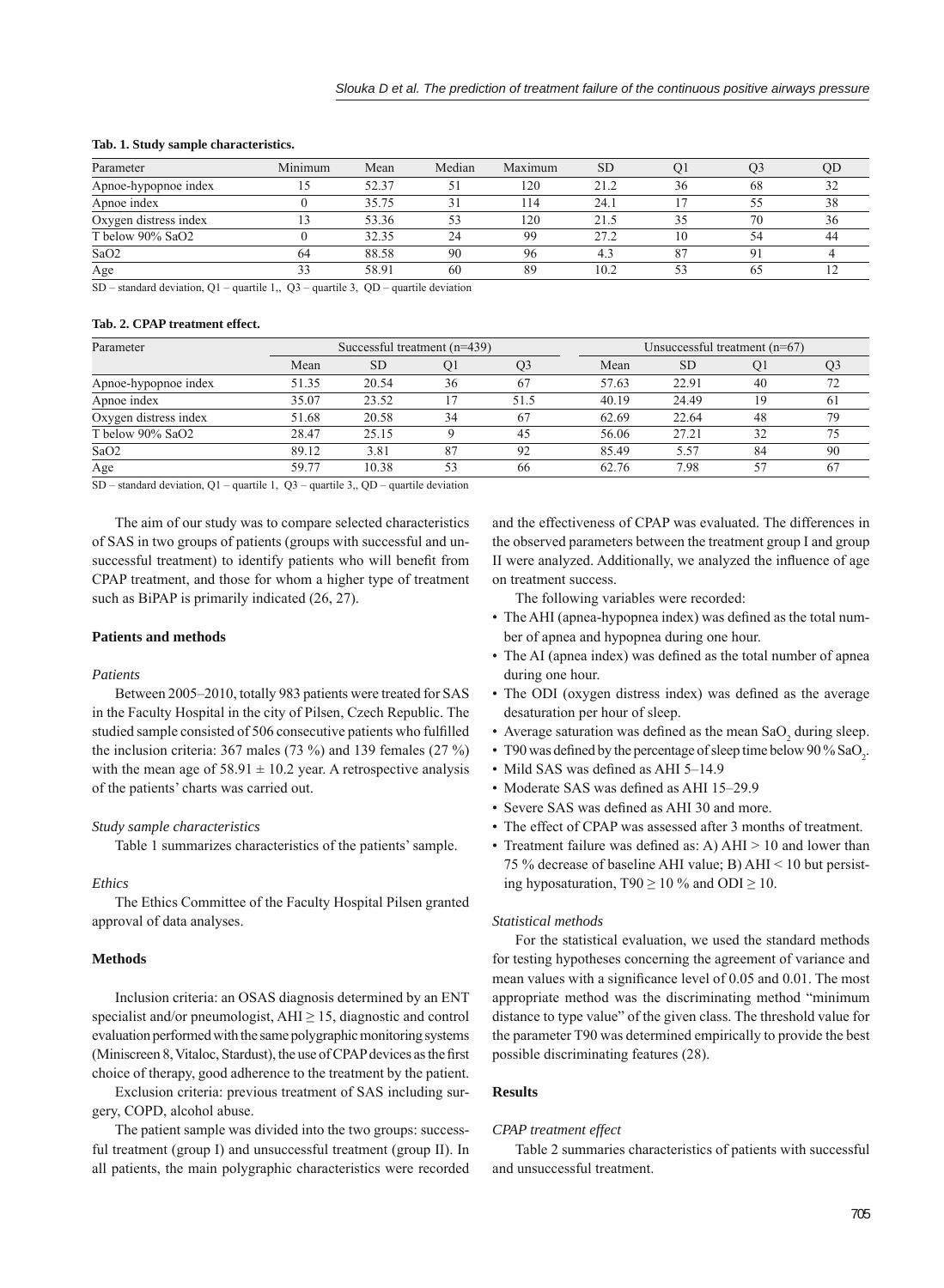**Tab. 1. Study sample characteristics.**

| Parameter | Minimum | Mean | Median | Maximum | SD | Q1 | Q3 | QD |
|---|---|---|---|---|---|---|---|---|
| Apnoe-hypopnoe index | 15 | 52.37 | 51 | 120 | 21.2 | 36 | 68 | 32 |
| Apnoe index | 0 | 35.75 | 31 | 114 | 24.1 | 17 | 55 | 38 |
| Oxygen distress index | 13 | 53.36 | 53 | 120 | 21.5 | 35 | 70 | 36 |
| T below 90% SaO2 | 0 | 32.35 | 24 | 99 | 27.2 | 10 | 54 | 44 |
| SaO2 | 64 | 88.58 | 90 | 96 | 4.3 | 87 | 91 | 4 |
| Age | 33 | 58.91 | 60 | 89 | 10.2 | 53 | 65 | 12 |

SD – standard deviation, Q1 – quartile 1,, Q3 – quartile 3, QD – quartile deviation

**Tab. 2. CPAP treatment effect.**

| Parameter | Successful treatment (n=439) | | | | Unsuccessful treatment (n=67) | | | |
|---|---|---|---|---|---|---|---|---|
| | Mean | SD | Q1 | Q3 | Mean | SD | Q1 | Q3 |
| Apnoe-hypopnoe index | 51.35 | 20.54 | 36 | 67 | 57.63 | 22.91 | 40 | 72 |
| Apnoe index | 35.07 | 23.52 | 17 | 51.5 | 40.19 | 24.49 | 19 | 61 |
| Oxygen distress index | 51.68 | 20.58 | 34 | 67 | 62.69 | 22.64 | 48 | 79 |
| T below 90% SaO2 | 28.47 | 25.15 | 9 | 45 | 56.06 | 27.21 | 32 | 75 |
| SaO2 | 89.12 | 3.81 | 87 | 92 | 85.49 | 5.57 | 84 | 90 |
| Age | 59.77 | 10.38 | 53 | 66 | 62.76 | 7.98 | 57 | 67 |

SD – standard deviation, Q1 – quartile 1, Q3 – quartile 3,, QD – quartile deviation

The aim of our study was to compare selected characteristics of SAS in two groups of patients (groups with successful and unsuccessful treatment) to identify patients who will benefit from CPAP treatment, and those for whom a higher type of treatment such as BiPAP is primarily indicated (26, 27).

## Patients and methods

### *Patients*

Between 2005–2010, totally 983 patients were treated for SAS in the Faculty Hospital in the city of Pilsen, Czech Republic. The studied sample consisted of 506 consecutive patients who fulfilled the inclusion criteria: 367 males (73 %) and 139 females (27 %) with the mean age of $58.91 \pm 10.2$ year. A retrospective analysis of the patients' charts was carried out.

### *Study sample characteristics*

Table 1 summarizes characteristics of the patients' sample.

### *Ethics*

The Ethics Committee of the Faculty Hospital Pilsen granted approval of data analyses.

## Methods

Inclusion criteria: an OSAS diagnosis determined by an ENT specialist and/or pneumologist, $AHI \geq 15$, diagnostic and control evaluation performed with the same polygraphic monitoring systems (Miniscreen 8, Vitaloc, Stardust), the use of CPAP devices as the first choice of therapy, good adherence to the treatment by the patient.

Exclusion criteria: previous treatment of SAS including surgery, COPD, alcohol abuse.

The patient sample was divided into the two groups: successful treatment (group I) and unsuccessful treatment (group II). In all patients, the main polygraphic characteristics were recorded and the effectiveness of CPAP was evaluated. The differences in the observed parameters between the treatment group I and group II were analyzed. Additionally, we analyzed the influence of age on treatment success.

The following variables were recorded:

- The AHI (apnea-hypopnea index) was defined as the total number of apnea and hypopnea during one hour.
- The AI (apnea index) was defined as the total number of apnea during one hour.
- The ODI (oxygen distress index) was defined as the average desaturation per hour of sleep.
- Average saturation was defined as the mean $SaO_2$ during sleep.
- T90 was defined by the percentage of sleep time below 90 % $SaO_2$.
- Mild SAS was defined as AHI 5–14.9
- Moderate SAS was defined as AHI 15–29.9
- Severe SAS was defined as AHI 30 and more.
- The effect of CPAP was assessed after 3 months of treatment.
- Treatment failure was defined as: A) $AHI > 10$ and lower than 75 % decrease of baseline AHI value; B) $AHI < 10$ but persisting hyposaturation, $T90 \geq 10$ % and $ODI \geq 10$.

### *Statistical methods*

For the statistical evaluation, we used the standard methods for testing hypotheses concerning the agreement of variance and mean values with a significance level of 0.05 and 0.01. The most appropriate method was the discriminating method "minimum distance to type value" of the given class. The threshold value for the parameter T90 was determined empirically to provide the best possible discriminating features (28).

## Results

### *CPAP treatment effect*

Table 2 summaries characteristics of patients with successful and unsuccessful treatment.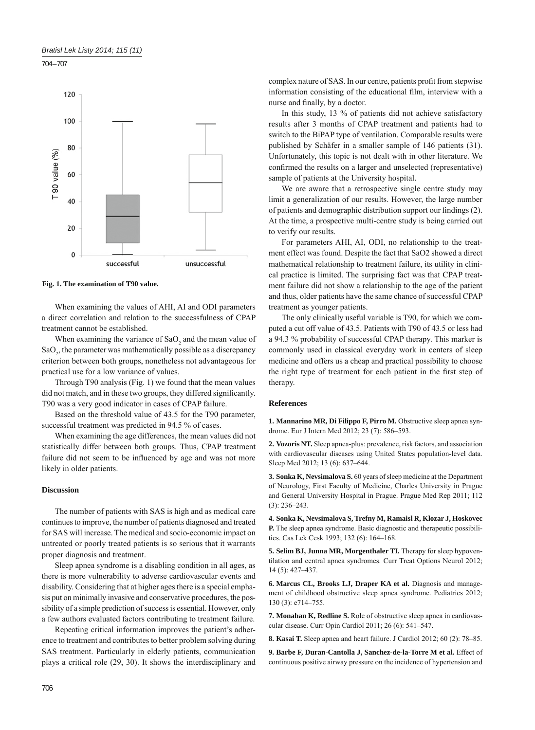Fig. 1. The examination of T90 value.

When examining the values of AHI, AI and ODI parameters a direct correlation and relation to the successfulness of CPAP treatment cannot be established.

When examining the variance of $SaO_2$ and the mean value of $SaO_2$, the parameter was mathematically possible as a discrepancy criterion between both groups, nonetheless not advantageous for practical use for a low variance of values.

Through T90 analysis (Fig. 1) we found that the mean values did not match, and in these two groups, they differed significantly. T90 was a very good indicator in cases of CPAP failure.

Based on the threshold value of 43.5 for the T90 parameter, successful treatment was predicted in 94.5 % of cases.

When examining the age differences, the mean values did not statistically differ between both groups. Thus, CPAP treatment failure did not seem to be influenced by age and was not more likely in older patients.

### Discussion

The number of patients with SAS is high and as medical care continues to improve, the number of patients diagnosed and treated for SAS will increase. The medical and socio-economic impact on untreated or poorly treated patients is so serious that it warrants proper diagnosis and treatment.

Sleep apnea syndrome is a disabling condition in all ages, as there is more vulnerability to adverse cardiovascular events and disability. Considering that at higher ages there is a special emphasis put on minimally invasive and conservative procedures, the possibility of a simple prediction of success is essential. However, only a few authors evaluated factors contributing to treatment failure.

Repeating critical information improves the patient's adherence to treatment and contributes to better problem solving during SAS treatment. Particularly in elderly patients, communication plays a critical role (29, 30). It shows the interdisciplinary and complex nature of SAS. In our centre, patients profit from stepwise information consisting of the educational film, interview with a nurse and finally, by a doctor.

In this study, 13 % of patients did not achieve satisfactory results after 3 months of CPAP treatment and patients had to switch to the BiPAP type of ventilation. Comparable results were published by Schäfer in a smaller sample of 146 patients (31). Unfortunately, this topic is not dealt with in other literature. We confirmed the results on a larger and unselected (representative) sample of patients at the University hospital.

We are aware that a retrospective single centre study may limit a generalization of our results. However, the large number of patients and demographic distribution support our findings (2). At the time, a prospective multi-centre study is being carried out to verify our results.

For parameters AHI, AI, ODI, no relationship to the treatment effect was found. Despite the fact that SaO2 showed a direct mathematical relationship to treatment failure, its utility in clinical practice is limited. The surprising fact was that CPAP treatment failure did not show a relationship to the age of the patient and thus, older patients have the same chance of successful CPAP treatment as younger patients.

The only clinically useful variable is T90, for which we computed a cut off value of 43.5. Patients with T90 of 43.5 or less had a 94.3 % probability of successful CPAP therapy. This marker is commonly used in classical everyday work in centers of sleep medicine and offers us a cheap and practical possibility to choose the right type of treatment for each patient in the first step of therapy.

### References

**1. Mannarino MR, Di Filippo F, Pirro M.** Obstructive sleep apnea syndrome. Eur J Intern Med 2012; 23 (7): 586–593.

**2. Vozoris NT.** Sleep apnea-plus: prevalence, risk factors, and association with cardiovascular diseases using United States population-level data. Sleep Med 2012; 13 (6): 637–644.

**3. Sonka K, Nevsimalova S.** 60 years of sleep medicine at the Department of Neurology, First Faculty of Medicine, Charles University in Prague and General University Hospital in Prague. Prague Med Rep 2011; 112 (3): 236–243.

**4. Sonka K, Nevsimalova S, Trefny M, Ramaisl R, Klozar J, Hoskovec P.** The sleep apnea syndrome. Basic diagnostic and therapeutic possibilities. Cas Lek Cesk 1993; 132 (6): 164–168.

**5. Selim BJ, Junna MR, Morgenthaler TI.** Therapy for sleep hypoventilation and central apnea syndromes. Curr Treat Options Neurol 2012; 14 (5): 427–437.

**6. Marcus CL, Brooks LJ, Draper KA et al.** Diagnosis and management of childhood obstructive sleep apnea syndrome. Pediatrics 2012; 130 (3): e714–755.

**7. Monahan K, Redline S.** Role of obstructive sleep apnea in cardiovascular disease. Curr Opin Cardiol 2011; 26 (6): 541–547.

**8. Kasai T.** Sleep apnea and heart failure. J Cardiol 2012; 60 (2): 78–85.

**9. Barbe F, Duran-Cantolla J, Sanchez-de-la-Torre M et al.** Effect of continuous positive airway pressure on the incidence of hypertension and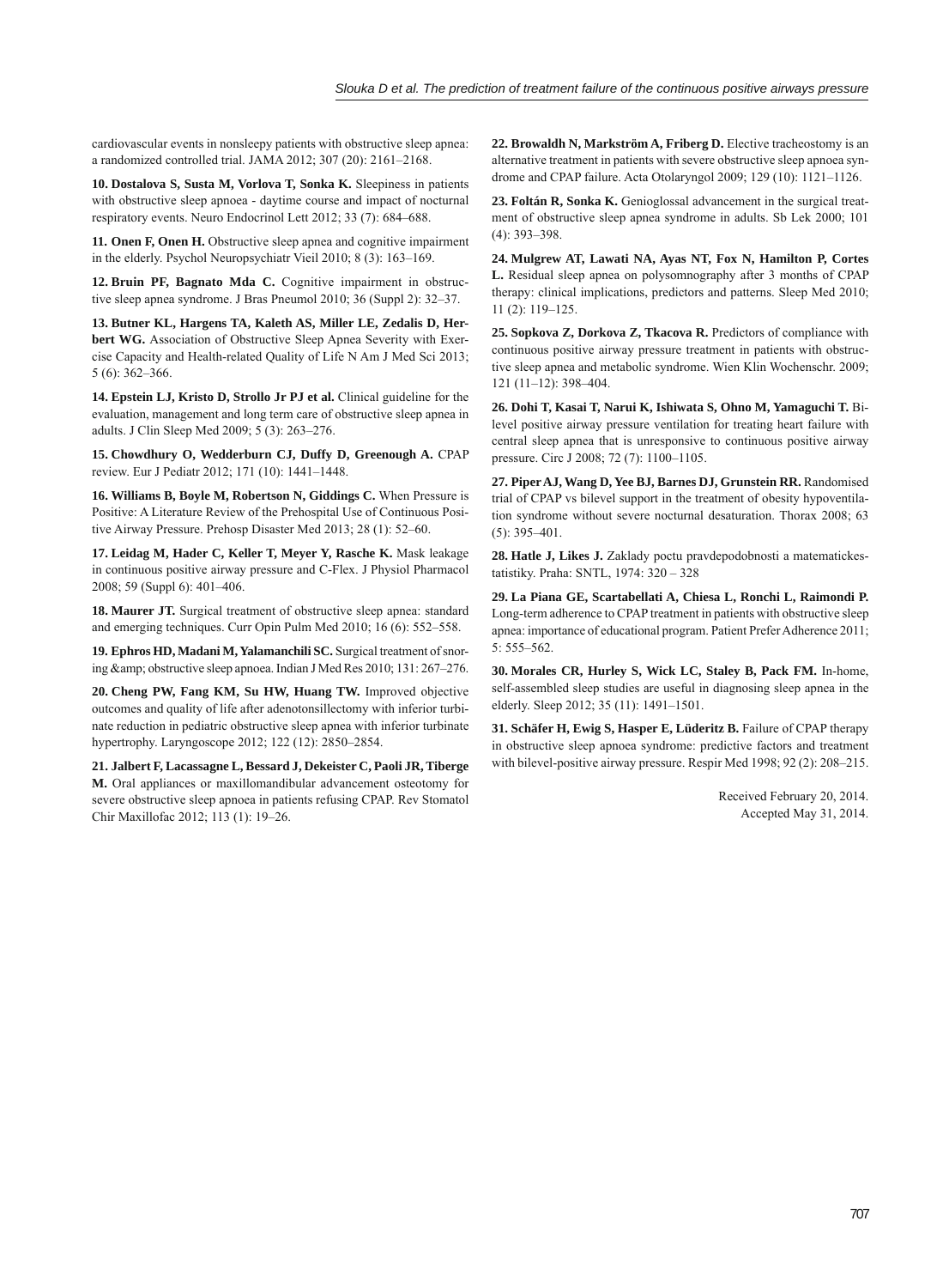cardiovascular events in nonsleepy patients with obstructive sleep apnea: a randomized controlled trial. JAMA 2012; 307 (20): 2161–2168.

**10. Dostalova S, Susta M, Vorlova T, Sonka K.** Sleepiness in patients with obstructive sleep apnoea - daytime course and impact of nocturnal respiratory events. Neuro Endocrinol Lett 2012; 33 (7): 684–688.

**11. Onen F, Onen H.** Obstructive sleep apnea and cognitive impairment in the elderly. Psychol Neuropsychiatr Vieil 2010; 8 (3): 163–169.

**12. Bruin PF, Bagnato Mda C.** Cognitive impairment in obstructive sleep apnea syndrome. J Bras Pneumol 2010; 36 (Suppl 2): 32–37.

**13. Butner KL, Hargens TA, Kaleth AS, Miller LE, Zedalis D, Herbert WG.** Association of Obstructive Sleep Apnea Severity with Exercise Capacity and Health-related Quality of Life N Am J Med Sci 2013; 5 (6): 362–366.

**14. Epstein LJ, Kristo D, Strollo Jr PJ et al.** Clinical guideline for the evaluation, management and long term care of obstructive sleep apnea in adults. J Clin Sleep Med 2009; 5 (3): 263–276.

**15. Chowdhury O, Wedderburn CJ, Duffy D, Greenough A.** CPAP review. Eur J Pediatr 2012; 171 (10): 1441–1448.

**16. Williams B, Boyle M, Robertson N, Giddings C.** When Pressure is Positive: A Literature Review of the Prehospital Use of Continuous Positive Airway Pressure. Prehosp Disaster Med 2013; 28 (1): 52–60.

**17. Leidag M, Hader C, Keller T, Meyer Y, Rasche K.** Mask leakage in continuous positive airway pressure and C-Flex. J Physiol Pharmacol 2008; 59 (Suppl 6): 401–406.

**18. Maurer JT.** Surgical treatment of obstructive sleep apnea: standard and emerging techniques. Curr Opin Pulm Med 2010; 16 (6): 552–558.

**19. Ephros HD, Madani M, Yalamanchili SC.** Surgical treatment of snoring &amp; obstructive sleep apnoea. Indian J Med Res 2010; 131: 267–276.

**20. Cheng PW, Fang KM, Su HW, Huang TW.** Improved objective outcomes and quality of life after adenotonsillectomy with inferior turbinate reduction in pediatric obstructive sleep apnea with inferior turbinate hypertrophy. Laryngoscope 2012; 122 (12): 2850–2854.

**21. Jalbert F, Lacassagne L, Bessard J, Dekeister C, Paoli JR, Tiberge M.** Oral appliances or maxillomandibular advancement osteotomy for severe obstructive sleep apnoea in patients refusing CPAP. Rev Stomatol Chir Maxillofac 2012; 113 (1): 19–26.

**22. Browaldh N, Markström A, Friberg D.** Elective tracheostomy is an alternative treatment in patients with severe obstructive sleep apnoea syndrome and CPAP failure. Acta Otolaryngol 2009; 129 (10): 1121–1126.

**23. Foltán R, Sonka K.** Genioglossal advancement in the surgical treatment of obstructive sleep apnea syndrome in adults. Sb Lek 2000; 101 (4): 393–398.

**24. Mulgrew AT, Lawati NA, Ayas NT, Fox N, Hamilton P, Cortes L.** Residual sleep apnea on polysomnography after 3 months of CPAP therapy: clinical implications, predictors and patterns. Sleep Med 2010; 11 (2): 119–125.

**25. Sopkova Z, Dorkova Z, Tkacova R.** Predictors of compliance with continuous positive airway pressure treatment in patients with obstructive sleep apnea and metabolic syndrome. Wien Klin Wochenschr. 2009; 121 (11–12): 398–404.

**26. Dohi T, Kasai T, Narui K, Ishiwata S, Ohno M, Yamaguchi T.** Bilevel positive airway pressure ventilation for treating heart failure with central sleep apnea that is unresponsive to continuous positive airway pressure. Circ J 2008; 72 (7): 1100–1105.

**27. Piper AJ, Wang D, Yee BJ, Barnes DJ, Grunstein RR.** Randomised trial of CPAP vs bilevel support in the treatment of obesity hypoventilation syndrome without severe nocturnal desaturation. Thorax 2008; 63 (5): 395–401.

**28. Hatle J, Likes J.** Zaklady poctu pravdepodobnosti a matematickestatistiky. Praha: SNTL, 1974: 320 – 328

**29. La Piana GE, Scartabellati A, Chiesa L, Ronchi L, Raimondi P.** Long-term adherence to CPAP treatment in patients with obstructive sleep apnea: importance of educational program. Patient Prefer Adherence 2011; 5: 555–562.

**30. Morales CR, Hurley S, Wick LC, Staley B, Pack FM.** In-home, self-assembled sleep studies are useful in diagnosing sleep apnea in the elderly. Sleep 2012; 35 (11): 1491–1501.

**31. Schäfer H, Ewig S, Hasper E, Lüderitz B.** Failure of CPAP therapy in obstructive sleep apnoea syndrome: predictive factors and treatment with bilevel-positive airway pressure. Respir Med 1998; 92 (2): 208–215.

Received February 20, 2014.
Accepted May 31, 2014.